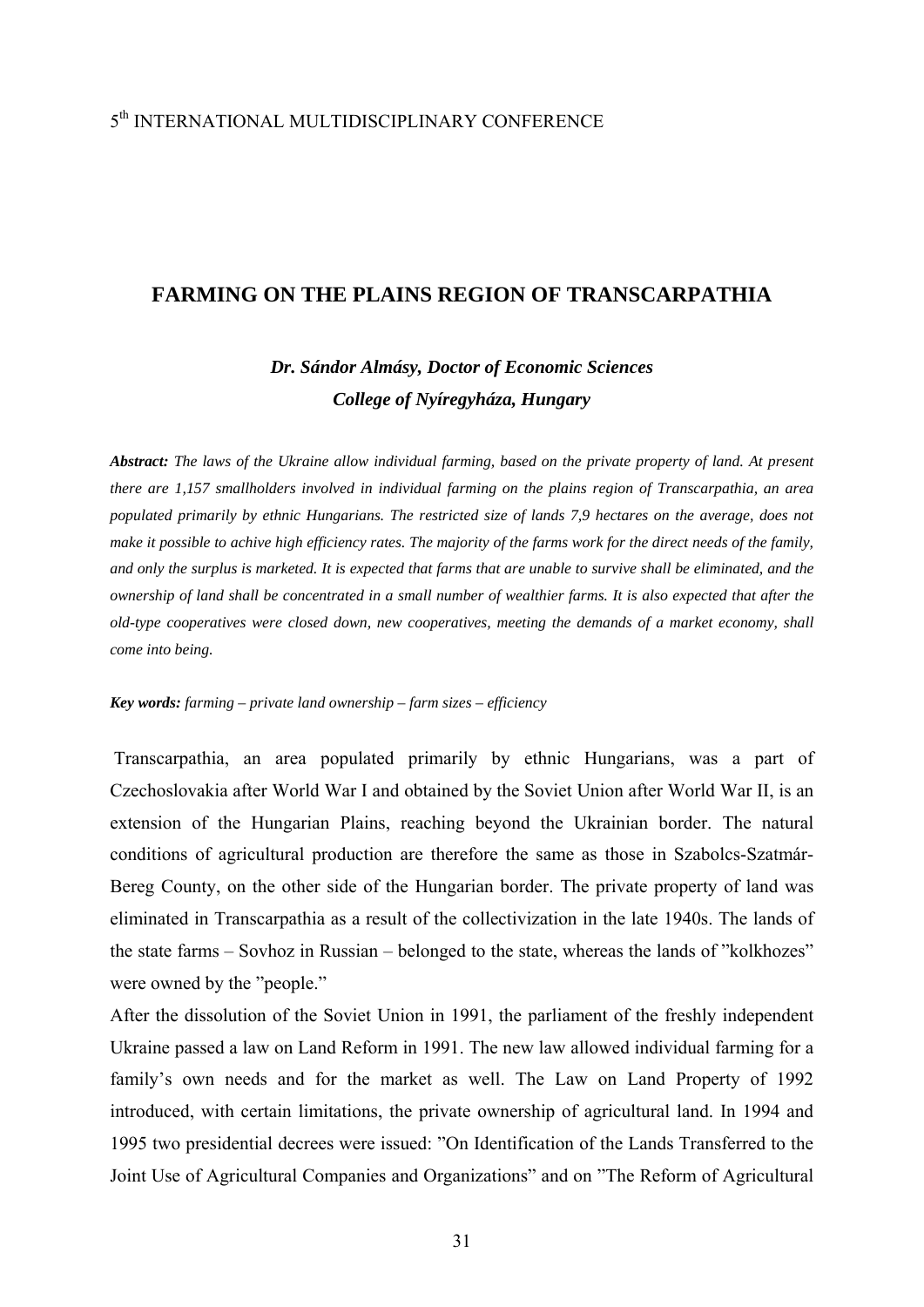5th INTERNATIONAL MULTIDISCIPLINARY CONFERENCE

# FARMING ON THE PLAINS REGION OF TRANSCARPATHIA

***Dr. Sándor Almásy, Doctor of Economic Sciences***
***College of Nyíregyháza, Hungary***

***Abstract:*** *The laws of the Ukraine allow individual farming, based on the private property of land. At present there are 1,157 smallholders involved in individual farming on the plains region of Transcarpathia, an area populated primarily by ethnic Hungarians. The restricted size of lands 7,9 hectares on the average, does not make it possible to achive high efficiency rates. The majority of the farms work for the direct needs of the family, and only the surplus is marketed. It is expected that farms that are unable to survive shall be eliminated, and the ownership of land shall be concentrated in a small number of wealthier farms. It is also expected that after the old-type cooperatives were closed down, new cooperatives, meeting the demands of a market economy, shall come into being.*

***Key words:*** *farming – private land ownership – farm sizes – efficiency*

Transcarpathia, an area populated primarily by ethnic Hungarians, was a part of Czechoslovakia after World War I and obtained by the Soviet Union after World War II, is an extension of the Hungarian Plains, reaching beyond the Ukrainian border. The natural conditions of agricultural production are therefore the same as those in Szabolcs-Szatmár-Bereg County, on the other side of the Hungarian border. The private property of land was eliminated in Transcarpathia as a result of the collectivization in the late 1940s. The lands of the state farms – Sovhoz in Russian – belonged to the state, whereas the lands of ”kolkhozes” were owned by the ”people.”

After the dissolution of the Soviet Union in 1991, the parliament of the freshly independent Ukraine passed a law on Land Reform in 1991. The new law allowed individual farming for a family’s own needs and for the market as well. The Law on Land Property of 1992 introduced, with certain limitations, the private ownership of agricultural land. In 1994 and 1995 two presidential decrees were issued: ”On Identification of the Lands Transferred to the Joint Use of Agricultural Companies and Organizations” and on ”The Reform of Agricultural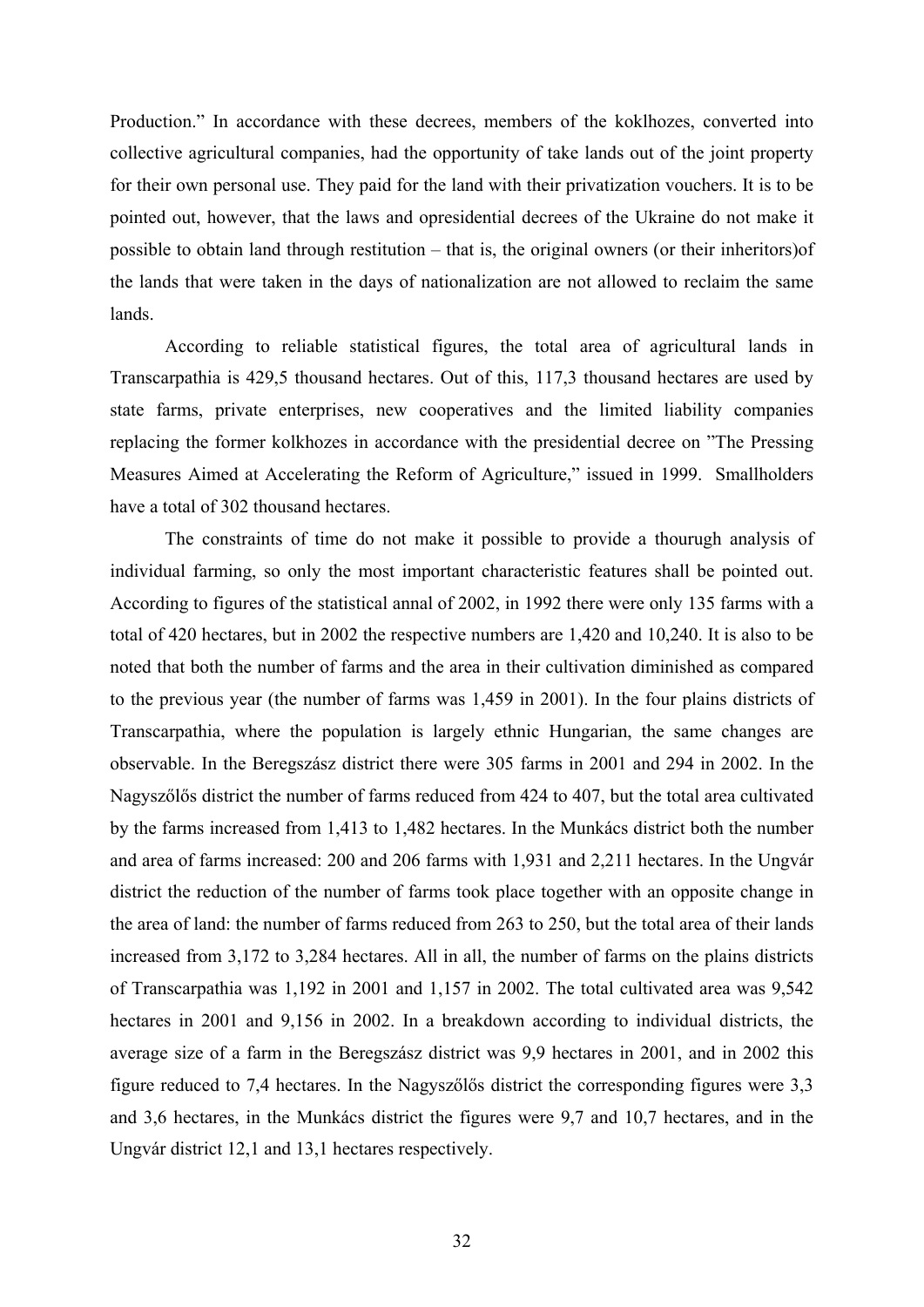Production." In accordance with these decrees, members of the koklhozes, converted into collective agricultural companies, had the opportunity of take lands out of the joint property for their own personal use. They paid for the land with their privatization vouchers. It is to be pointed out, however, that the laws and opresidential decrees of the Ukraine do not make it possible to obtain land through restitution – that is, the original owners (or their inheritors)of the lands that were taken in the days of nationalization are not allowed to reclaim the same lands.

According to reliable statistical figures, the total area of agricultural lands in Transcarpathia is 429,5 thousand hectares. Out of this, 117,3 thousand hectares are used by state farms, private enterprises, new cooperatives and the limited liability companies replacing the former kolkhozes in accordance with the presidential decree on "The Pressing Measures Aimed at Accelerating the Reform of Agriculture," issued in 1999. Smallholders have a total of 302 thousand hectares.

The constraints of time do not make it possible to provide a thourugh analysis of individual farming, so only the most important characteristic features shall be pointed out. According to figures of the statistical annal of 2002, in 1992 there were only 135 farms with a total of 420 hectares, but in 2002 the respective numbers are 1,420 and 10,240. It is also to be noted that both the number of farms and the area in their cultivation diminished as compared to the previous year (the number of farms was 1,459 in 2001). In the four plains districts of Transcarpathia, where the population is largely ethnic Hungarian, the same changes are observable. In the Beregszász district there were 305 farms in 2001 and 294 in 2002. In the Nagyszőlős district the number of farms reduced from 424 to 407, but the total area cultivated by the farms increased from 1,413 to 1,482 hectares. In the Munkács district both the number and area of farms increased: 200 and 206 farms with 1,931 and 2,211 hectares. In the Ungvár district the reduction of the number of farms took place together with an opposite change in the area of land: the number of farms reduced from 263 to 250, but the total area of their lands increased from 3,172 to 3,284 hectares. All in all, the number of farms on the plains districts of Transcarpathia was 1,192 in 2001 and 1,157 in 2002. The total cultivated area was 9,542 hectares in 2001 and 9,156 in 2002. In a breakdown according to individual districts, the average size of a farm in the Beregszász district was 9,9 hectares in 2001, and in 2002 this figure reduced to 7,4 hectares. In the Nagyszőlős district the corresponding figures were 3,3 and 3,6 hectares, in the Munkács district the figures were 9,7 and 10,7 hectares, and in the Ungvár district 12,1 and 13,1 hectares respectively.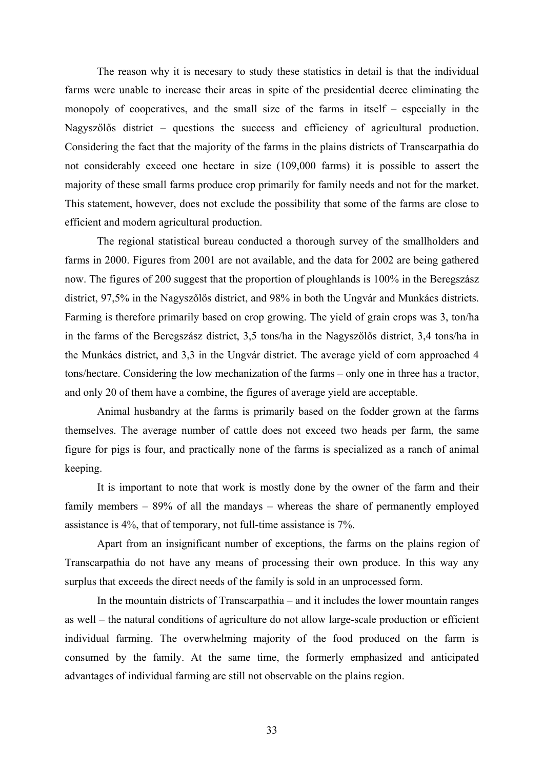The reason why it is necesary to study these statistics in detail is that the individual farms were unable to increase their areas in spite of the presidential decree eliminating the monopoly of cooperatives, and the small size of the farms in itself – especially in the Nagyszőlős district – questions the success and efficiency of agricultural production. Considering the fact that the majority of the farms in the plains districts of Transcarpathia do not considerably exceed one hectare in size (109,000 farms) it is possible to assert the majority of these small farms produce crop primarily for family needs and not for the market. This statement, however, does not exclude the possibility that some of the farms are close to efficient and modern agricultural production.

The regional statistical bureau conducted a thorough survey of the smallholders and farms in 2000. Figures from 2001 are not available, and the data for 2002 are being gathered now. The figures of 200 suggest that the proportion of ploughlands is 100% in the Beregszász district, 97,5% in the Nagyszőlős district, and 98% in both the Ungvár and Munkács districts. Farming is therefore primarily based on crop growing. The yield of grain crops was 3, ton/ha in the farms of the Beregszász district, 3,5 tons/ha in the Nagyszőlős district, 3,4 tons/ha in the Munkács district, and 3,3 in the Ungvár district. The average yield of corn approached 4 tons/hectare. Considering the low mechanization of the farms – only one in three has a tractor, and only 20 of them have a combine, the figures of average yield are acceptable.

Animal husbandry at the farms is primarily based on the fodder grown at the farms themselves. The average number of cattle does not exceed two heads per farm, the same figure for pigs is four, and practically none of the farms is specialized as a ranch of animal keeping.

It is important to note that work is mostly done by the owner of the farm and their family members – 89% of all the mandays – whereas the share of permanently employed assistance is 4%, that of temporary, not full-time assistance is 7%.

Apart from an insignificant number of exceptions, the farms on the plains region of Transcarpathia do not have any means of processing their own produce. In this way any surplus that exceeds the direct needs of the family is sold in an unprocessed form.

In the mountain districts of Transcarpathia – and it includes the lower mountain ranges as well – the natural conditions of agriculture do not allow large-scale production or efficient individual farming. The overwhelming majority of the food produced on the farm is consumed by the family. At the same time, the formerly emphasized and anticipated advantages of individual farming are still not observable on the plains region.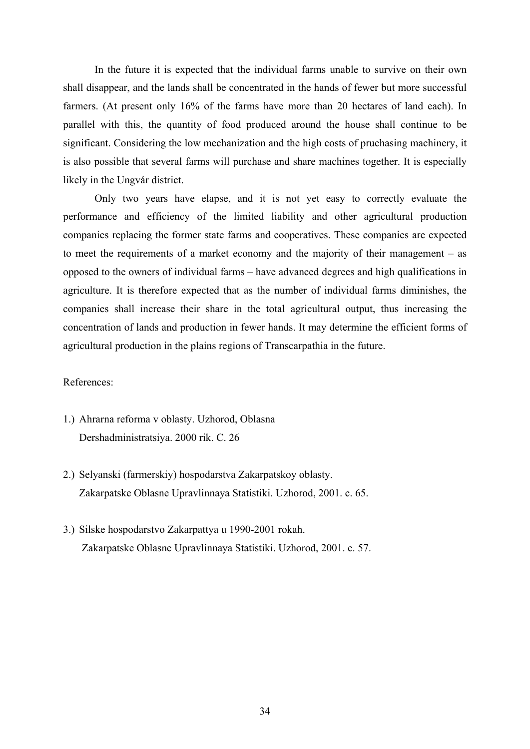In the future it is expected that the individual farms unable to survive on their own shall disappear, and the lands shall be concentrated in the hands of fewer but more successful farmers. (At present only 16% of the farms have more than 20 hectares of land each). In parallel with this, the quantity of food produced around the house shall continue to be significant. Considering the low mechanization and the high costs of pruchasing machinery, it is also possible that several farms will purchase and share machines together. It is especially likely in the Ungvár district.

Only two years have elapse, and it is not yet easy to correctly evaluate the performance and efficiency of the limited liability and other agricultural production companies replacing the former state farms and cooperatives. These companies are expected to meet the requirements of a market economy and the majority of their management – as opposed to the owners of individual farms – have advanced degrees and high qualifications in agriculture. It is therefore expected that as the number of individual farms diminishes, the companies shall increase their share in the total agricultural output, thus increasing the concentration of lands and production in fewer hands. It may determine the efficient forms of agricultural production in the plains regions of Transcarpathia in the future.

References:

1.) Ahrarna reforma v oblasty. Uzhorod, Oblasna Dershadministratsiya. 2000 rik. C. 26

2.) Selyanski (farmerskiy) hospodarstva Zakarpatskoy oblasty. Zakarpatske Oblasne Upravlinnaya Statistiki. Uzhorod, 2001. c. 65.

3.) Silske hospodarstvo Zakarpattya u 1990-2001 rokah. Zakarpatske Oblasne Upravlinnaya Statistiki. Uzhorod, 2001. c. 57.